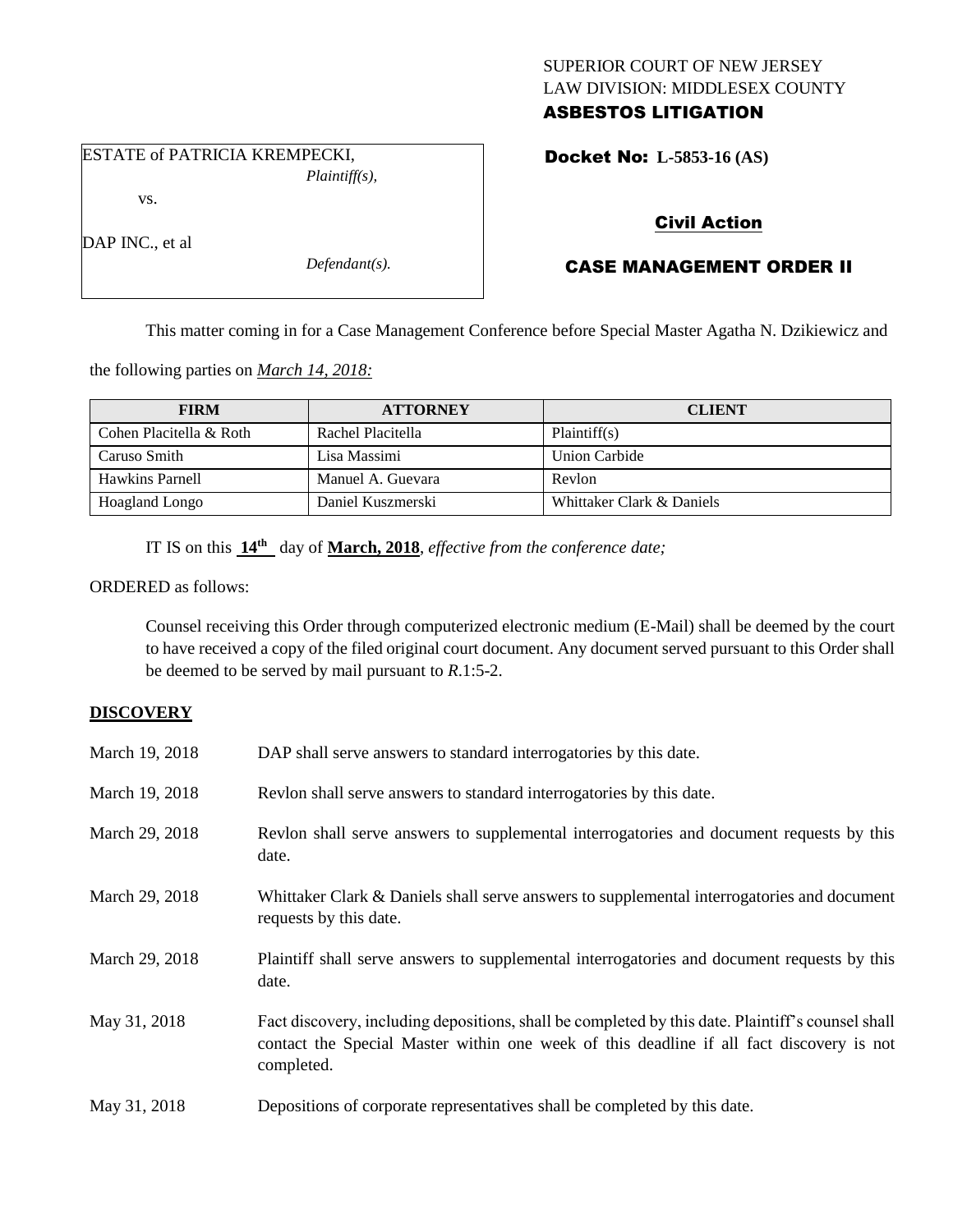SUPERIOR COURT OF NEW JERSEY
LAW DIVISION: MIDDLESEX COUNTY
**ASBESTOS LITIGATION**

ESTATE of PATRICIA KREMPECKI,
*Plaintiff(s),*

vs.

DAP INC., et al
*Defendant(s).*

**Docket No: L-5853-16 (AS)**

**Civil Action**

**CASE MANAGEMENT ORDER II**

This matter coming in for a Case Management Conference before Special Master Agatha N. Dzikiewicz and the following parties on *March 14, 2018:*

| FIRM | ATTORNEY | CLIENT |
| --- | --- | --- |
| Cohen Placitella & Roth | Rachel Placitella | Plaintiff(s) |
| Caruso Smith | Lisa Massimi | Union Carbide |
| Hawkins Parnell | Manuel A. Guevara | Revlon |
| Hoagland Longo | Daniel Kuszmerski | Whittaker Clark & Daniels |

IT IS on this **14th** day of **March, 2018**, *effective from the conference date;*

ORDERED as follows:

Counsel receiving this Order through computerized electronic medium (E-Mail) shall be deemed by the court to have received a copy of the filed original court document. Any document served pursuant to this Order shall be deemed to be served by mail pursuant to *R*.1:5-2.

**DISCOVERY**

March 19, 2018 — DAP shall serve answers to standard interrogatories by this date.

March 19, 2018 — Revlon shall serve answers to standard interrogatories by this date.

March 29, 2018 — Revlon shall serve answers to supplemental interrogatories and document requests by this date.

March 29, 2018 — Whittaker Clark & Daniels shall serve answers to supplemental interrogatories and document requests by this date.

March 29, 2018 — Plaintiff shall serve answers to supplemental interrogatories and document requests by this date.

May 31, 2018 — Fact discovery, including depositions, shall be completed by this date. Plaintiff's counsel shall contact the Special Master within one week of this deadline if all fact discovery is not completed.

May 31, 2018 — Depositions of corporate representatives shall be completed by this date.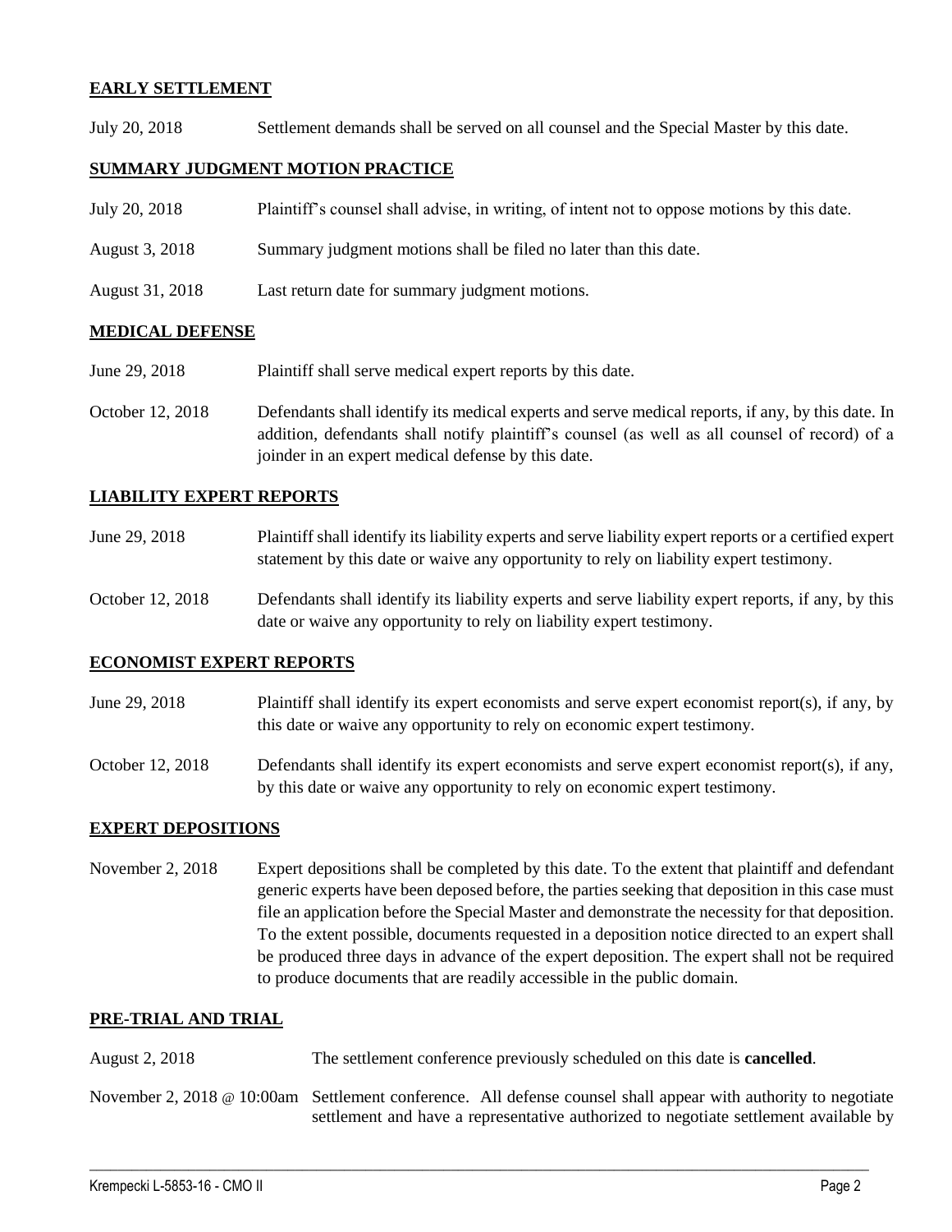## EARLY SETTLEMENT

July 20, 2018 Settlement demands shall be served on all counsel and the Special Master by this date.

## SUMMARY JUDGMENT MOTION PRACTICE

July 20, 2018 Plaintiff's counsel shall advise, in writing, of intent not to oppose motions by this date.

August 3, 2018 Summary judgment motions shall be filed no later than this date.

August 31, 2018 Last return date for summary judgment motions.

## MEDICAL DEFENSE

June 29, 2018 Plaintiff shall serve medical expert reports by this date.

October 12, 2018 Defendants shall identify its medical experts and serve medical reports, if any, by this date. In addition, defendants shall notify plaintiff's counsel (as well as all counsel of record) of a joinder in an expert medical defense by this date.

## LIABILITY EXPERT REPORTS

June 29, 2018 Plaintiff shall identify its liability experts and serve liability expert reports or a certified expert statement by this date or waive any opportunity to rely on liability expert testimony.

October 12, 2018 Defendants shall identify its liability experts and serve liability expert reports, if any, by this date or waive any opportunity to rely on liability expert testimony.

## ECONOMIST EXPERT REPORTS

June 29, 2018 Plaintiff shall identify its expert economists and serve expert economist report(s), if any, by this date or waive any opportunity to rely on economic expert testimony.

October 12, 2018 Defendants shall identify its expert economists and serve expert economist report(s), if any, by this date or waive any opportunity to rely on economic expert testimony.

## EXPERT DEPOSITIONS

November 2, 2018 Expert depositions shall be completed by this date. To the extent that plaintiff and defendant generic experts have been deposed before, the parties seeking that deposition in this case must file an application before the Special Master and demonstrate the necessity for that deposition. To the extent possible, documents requested in a deposition notice directed to an expert shall be produced three days in advance of the expert deposition. The expert shall not be required to produce documents that are readily accessible in the public domain.

## PRE-TRIAL AND TRIAL

August 2, 2018 The settlement conference previously scheduled on this date is **cancelled**.

November 2, 2018 @ 10:00am Settlement conference. All defense counsel shall appear with authority to negotiate settlement and have a representative authorized to negotiate settlement available by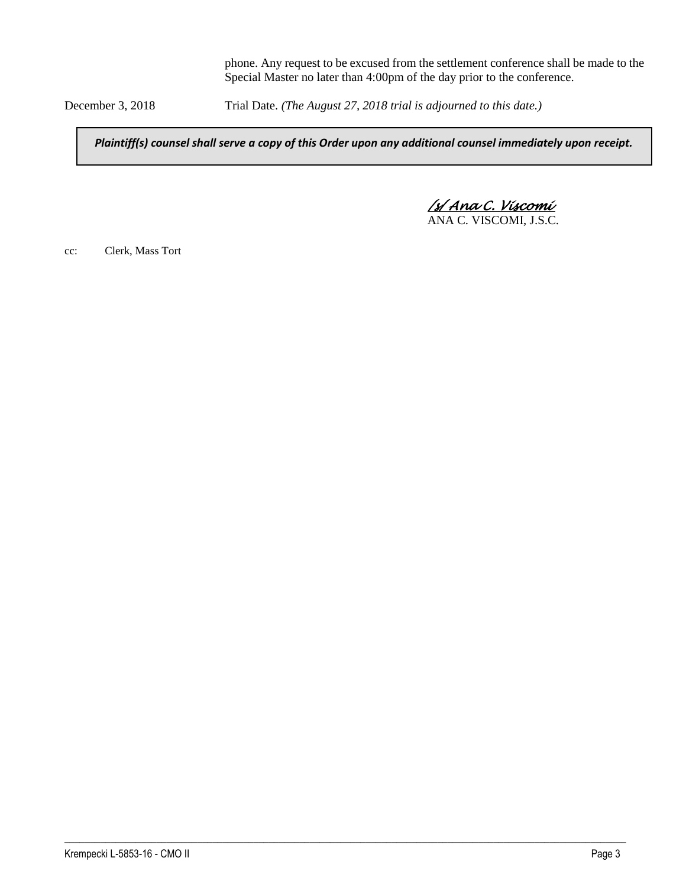phone. Any request to be excused from the settlement conference shall be made to the Special Master no later than 4:00pm of the day prior to the conference.

| | |
|---|---|
| December 3, 2018 | Trial Date. *(The August 27, 2018 trial is adjourned to this date.)* |

***Plaintiff(s) counsel shall serve a copy of this Order upon any additional counsel immediately upon receipt.***

*/s/ Ana C. Viscomi*
ANA C. VISCOMI, J.S.C.

cc: Clerk, Mass Tort